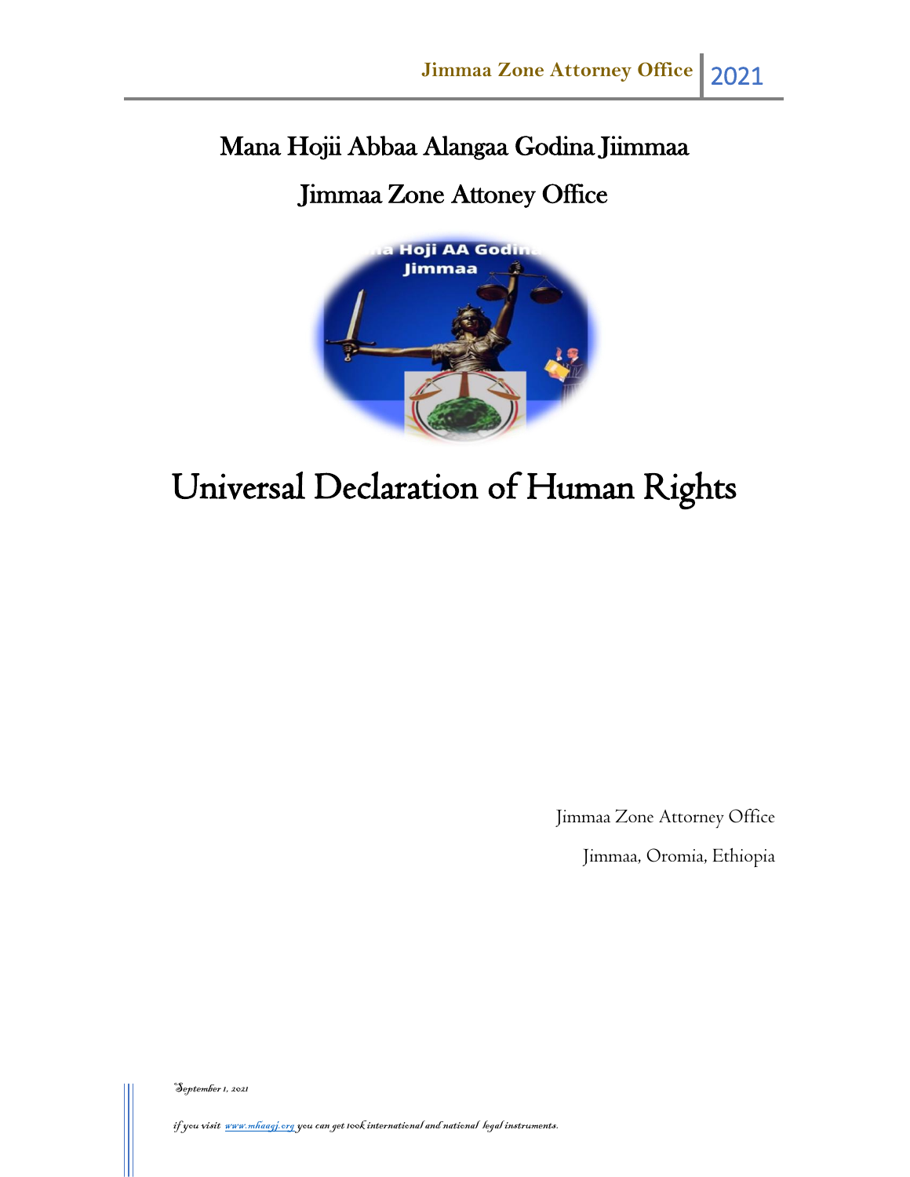# Mana Hojii Abbaa Alangaa Godina Jiimmaa

# Jimmaa Zone Attoney Office

# Universal Declaration of Human Rights

Jimmaa Zone Attorney Office

Jimmaa, Oromia, Ethiopia

*September 1, 2021*

*if you visit [www.mhaagj.org](www.mhaagj.org) you can get 100k international and national legal instruments.*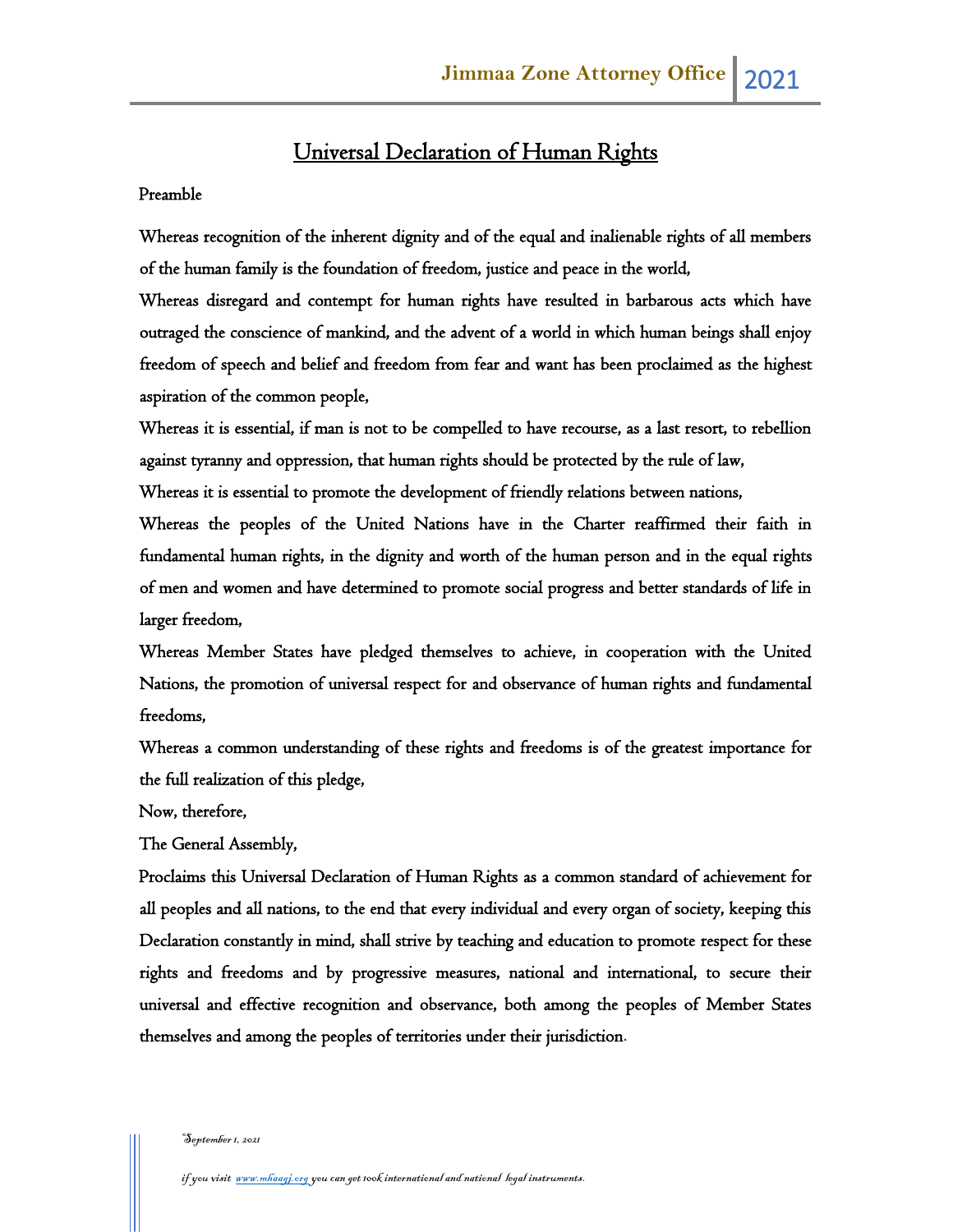# Universal Declaration of Human Rights

Preamble

Whereas recognition of the inherent dignity and of the equal and inalienable rights of all members of the human family is the foundation of freedom, justice and peace in the world,

Whereas disregard and contempt for human rights have resulted in barbarous acts which have outraged the conscience of mankind, and the advent of a world in which human beings shall enjoy freedom of speech and belief and freedom from fear and want has been proclaimed as the highest aspiration of the common people,

Whereas it is essential, if man is not to be compelled to have recourse, as a last resort, to rebellion against tyranny and oppression, that human rights should be protected by the rule of law,

Whereas it is essential to promote the development of friendly relations between nations,

Whereas the peoples of the United Nations have in the Charter reaffirmed their faith in fundamental human rights, in the dignity and worth of the human person and in the equal rights of men and women and have determined to promote social progress and better standards of life in larger freedom,

Whereas Member States have pledged themselves to achieve, in cooperation with the United Nations, the promotion of universal respect for and observance of human rights and fundamental freedoms,

Whereas a common understanding of these rights and freedoms is of the greatest importance for the full realization of this pledge,

Now, therefore,

The General Assembly,

Proclaims this Universal Declaration of Human Rights as a common standard of achievement for all peoples and all nations, to the end that every individual and every organ of society, keeping this Declaration constantly in mind, shall strive by teaching and education to promote respect for these rights and freedoms and by progressive measures, national and international, to secure their universal and effective recognition and observance, both among the peoples of Member States themselves and among the peoples of territories under their jurisdiction.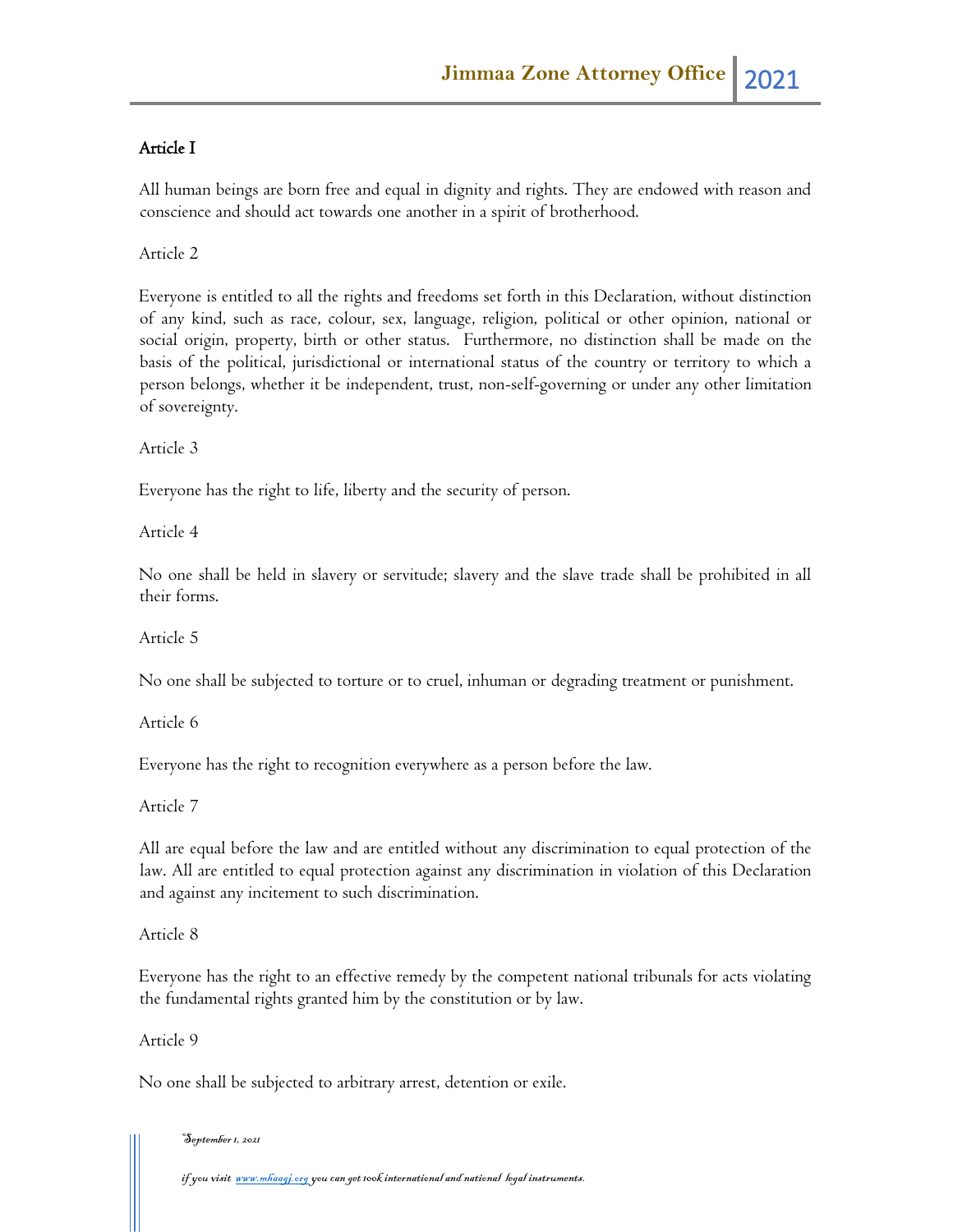Article I

All human beings are born free and equal in dignity and rights. They are endowed with reason and conscience and should act towards one another in a spirit of brotherhood.

Article 2

Everyone is entitled to all the rights and freedoms set forth in this Declaration, without distinction of any kind, such as race, colour, sex, language, religion, political or other opinion, national or social origin, property, birth or other status. Furthermore, no distinction shall be made on the basis of the political, jurisdictional or international status of the country or territory to which a person belongs, whether it be independent, trust, non-self-governing or under any other limitation of sovereignty.

Article 3

Everyone has the right to life, liberty and the security of person.

Article 4

No one shall be held in slavery or servitude; slavery and the slave trade shall be prohibited in all their forms.

Article 5

No one shall be subjected to torture or to cruel, inhuman or degrading treatment or punishment.

Article 6

Everyone has the right to recognition everywhere as a person before the law.

Article 7

All are equal before the law and are entitled without any discrimination to equal protection of the law. All are entitled to equal protection against any discrimination in violation of this Declaration and against any incitement to such discrimination.

Article 8

Everyone has the right to an effective remedy by the competent national tribunals for acts violating the fundamental rights granted him by the constitution or by law.

Article 9

No one shall be subjected to arbitrary arrest, detention or exile.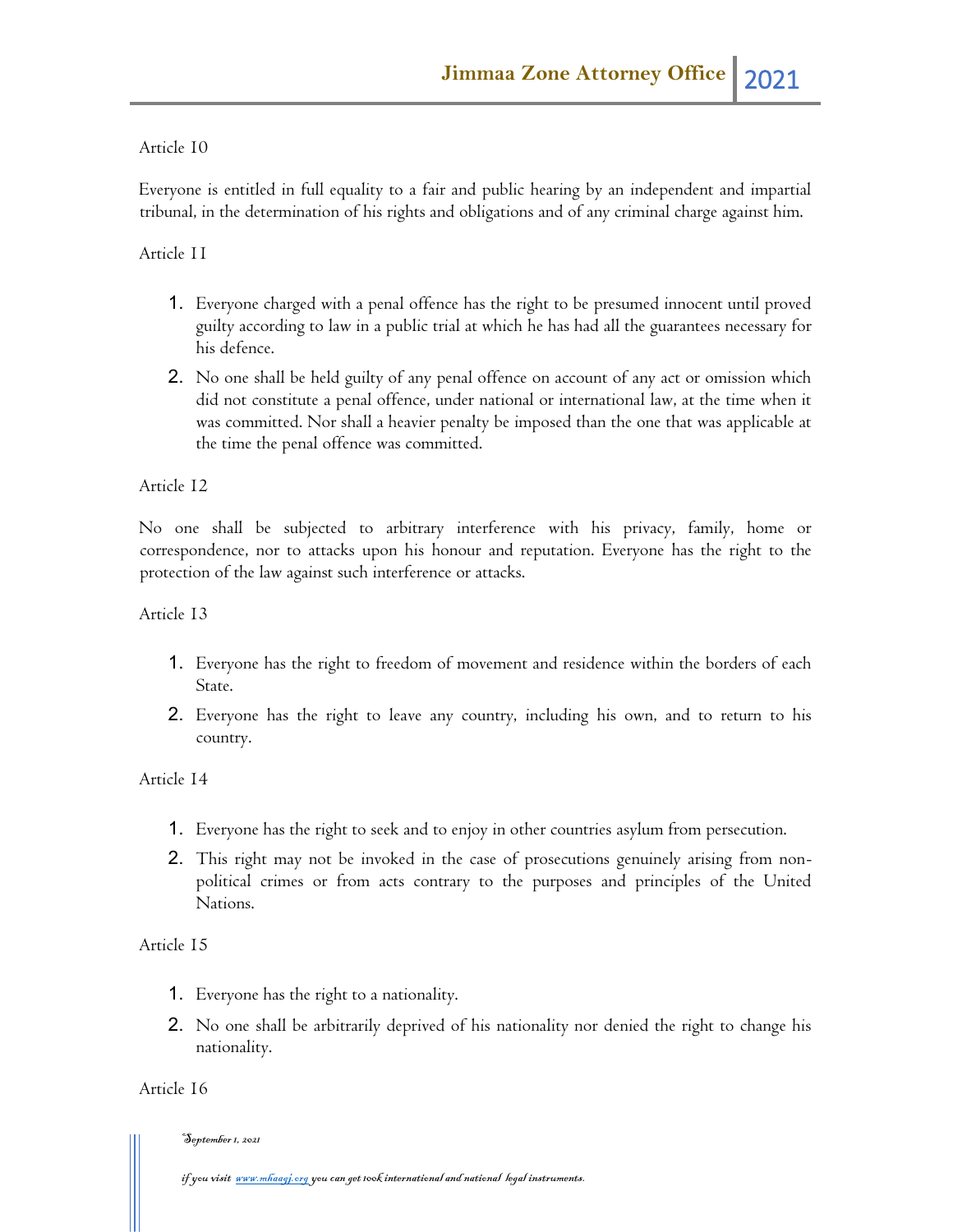Article 10

Everyone is entitled in full equality to a fair and public hearing by an independent and impartial tribunal, in the determination of his rights and obligations and of any criminal charge against him.

Article 11

1. Everyone charged with a penal offence has the right to be presumed innocent until proved guilty according to law in a public trial at which he has had all the guarantees necessary for his defence.
2. No one shall be held guilty of any penal offence on account of any act or omission which did not constitute a penal offence, under national or international law, at the time when it was committed. Nor shall a heavier penalty be imposed than the one that was applicable at the time the penal offence was committed.

Article 12

No one shall be subjected to arbitrary interference with his privacy, family, home or correspondence, nor to attacks upon his honour and reputation. Everyone has the right to the protection of the law against such interference or attacks.

Article 13

1. Everyone has the right to freedom of movement and residence within the borders of each State.
2. Everyone has the right to leave any country, including his own, and to return to his country.

Article 14

1. Everyone has the right to seek and to enjoy in other countries asylum from persecution.
2. This right may not be invoked in the case of prosecutions genuinely arising from non-political crimes or from acts contrary to the purposes and principles of the United Nations.

Article 15

1. Everyone has the right to a nationality.
2. No one shall be arbitrarily deprived of his nationality nor denied the right to change his nationality.

Article 16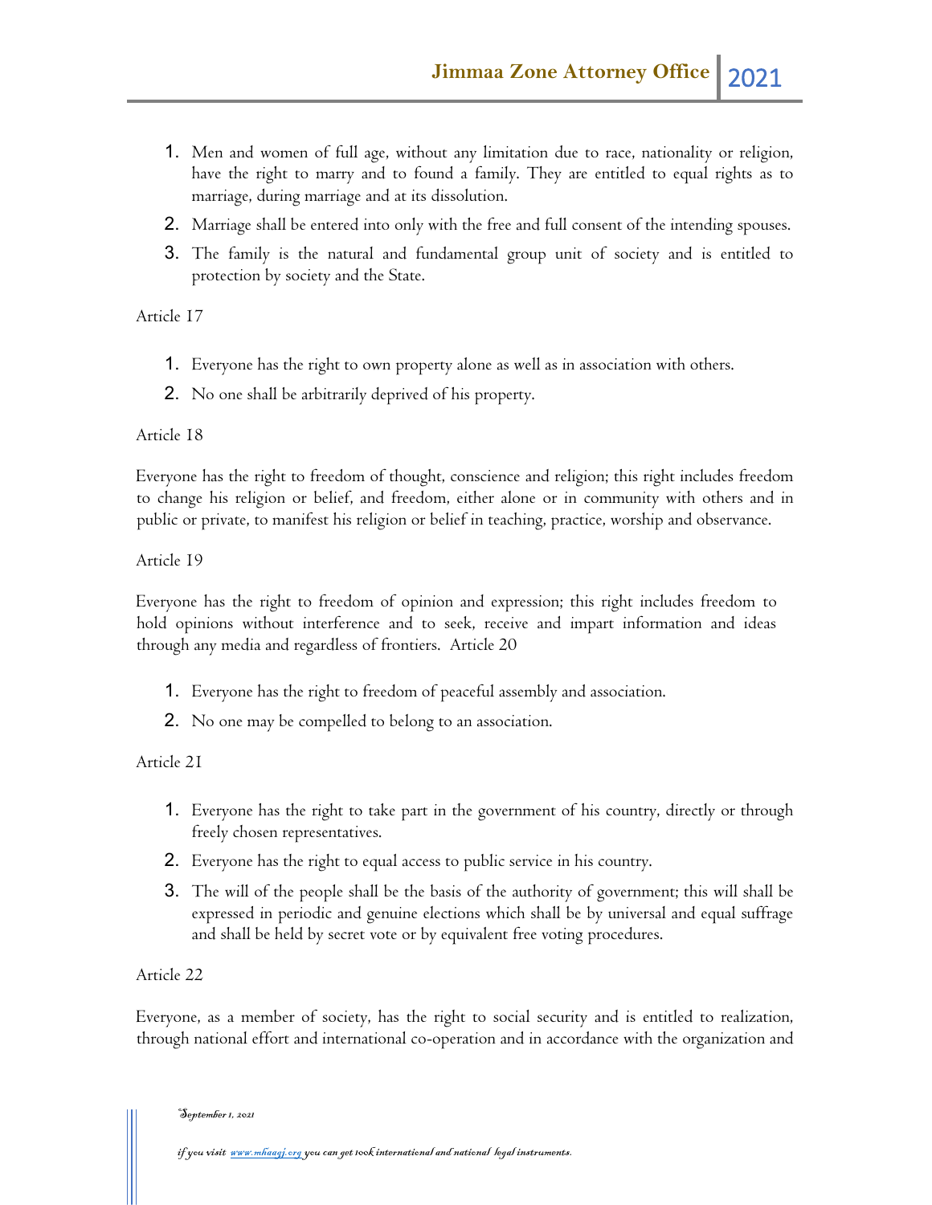1. Men and women of full age, without any limitation due to race, nationality or religion, have the right to marry and to found a family. They are entitled to equal rights as to marriage, during marriage and at its dissolution.
2. Marriage shall be entered into only with the free and full consent of the intending spouses.
3. The family is the natural and fundamental group unit of society and is entitled to protection by society and the State.

Article 17

1. Everyone has the right to own property alone as well as in association with others.
2. No one shall be arbitrarily deprived of his property.

Article 18

Everyone has the right to freedom of thought, conscience and religion; this right includes freedom to change his religion or belief, and freedom, either alone or in community with others and in public or private, to manifest his religion or belief in teaching, practice, worship and observance.

Article 19

Everyone has the right to freedom of opinion and expression; this right includes freedom to hold opinions without interference and to seek, receive and impart information and ideas through any media and regardless of frontiers. Article 20

1. Everyone has the right to freedom of peaceful assembly and association.
2. No one may be compelled to belong to an association.

Article 21

1. Everyone has the right to take part in the government of his country, directly or through freely chosen representatives.
2. Everyone has the right to equal access to public service in his country.
3. The will of the people shall be the basis of the authority of government; this will shall be expressed in periodic and genuine elections which shall be by universal and equal suffrage and shall be held by secret vote or by equivalent free voting procedures.

Article 22

Everyone, as a member of society, has the right to social security and is entitled to realization, through national effort and international co-operation and in accordance with the organization and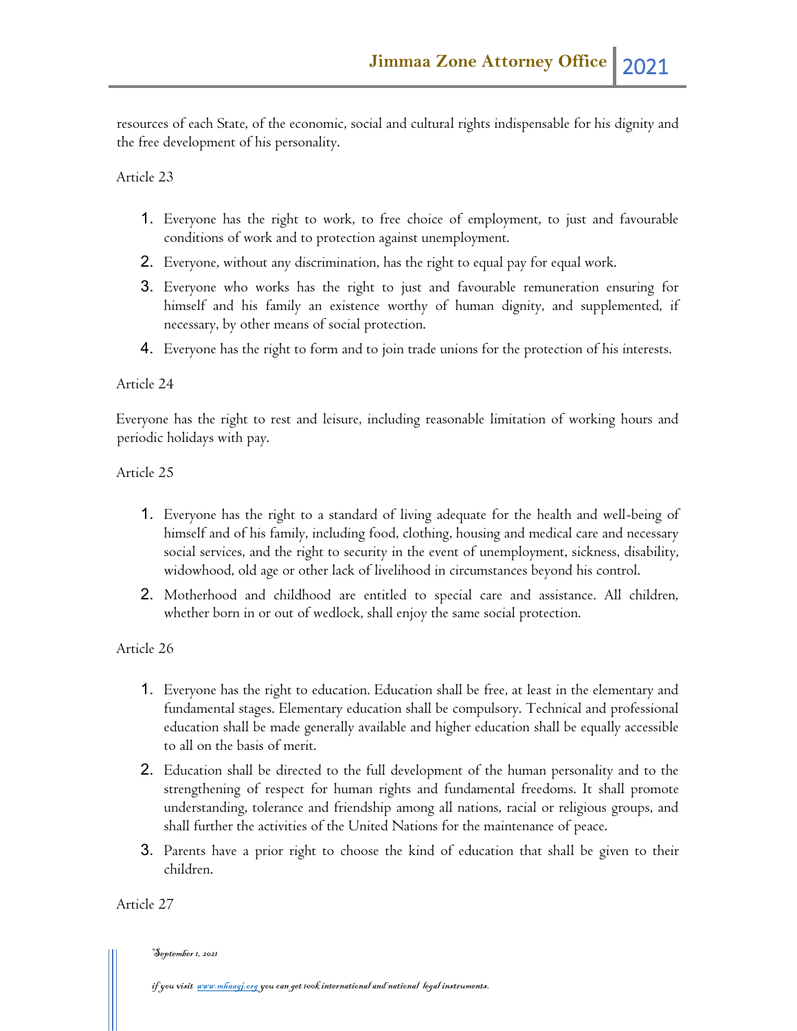resources of each State, of the economic, social and cultural rights indispensable for his dignity and the free development of his personality.

Article 23

1. Everyone has the right to work, to free choice of employment, to just and favourable conditions of work and to protection against unemployment.
2. Everyone, without any discrimination, has the right to equal pay for equal work.
3. Everyone who works has the right to just and favourable remuneration ensuring for himself and his family an existence worthy of human dignity, and supplemented, if necessary, by other means of social protection.
4. Everyone has the right to form and to join trade unions for the protection of his interests.

Article 24

Everyone has the right to rest and leisure, including reasonable limitation of working hours and periodic holidays with pay.

Article 25

1. Everyone has the right to a standard of living adequate for the health and well-being of himself and of his family, including food, clothing, housing and medical care and necessary social services, and the right to security in the event of unemployment, sickness, disability, widowhood, old age or other lack of livelihood in circumstances beyond his control.
2. Motherhood and childhood are entitled to special care and assistance. All children, whether born in or out of wedlock, shall enjoy the same social protection.

Article 26

1. Everyone has the right to education. Education shall be free, at least in the elementary and fundamental stages. Elementary education shall be compulsory. Technical and professional education shall be made generally available and higher education shall be equally accessible to all on the basis of merit.
2. Education shall be directed to the full development of the human personality and to the strengthening of respect for human rights and fundamental freedoms. It shall promote understanding, tolerance and friendship among all nations, racial or religious groups, and shall further the activities of the United Nations for the maintenance of peace.
3. Parents have a prior right to choose the kind of education that shall be given to their children.

Article 27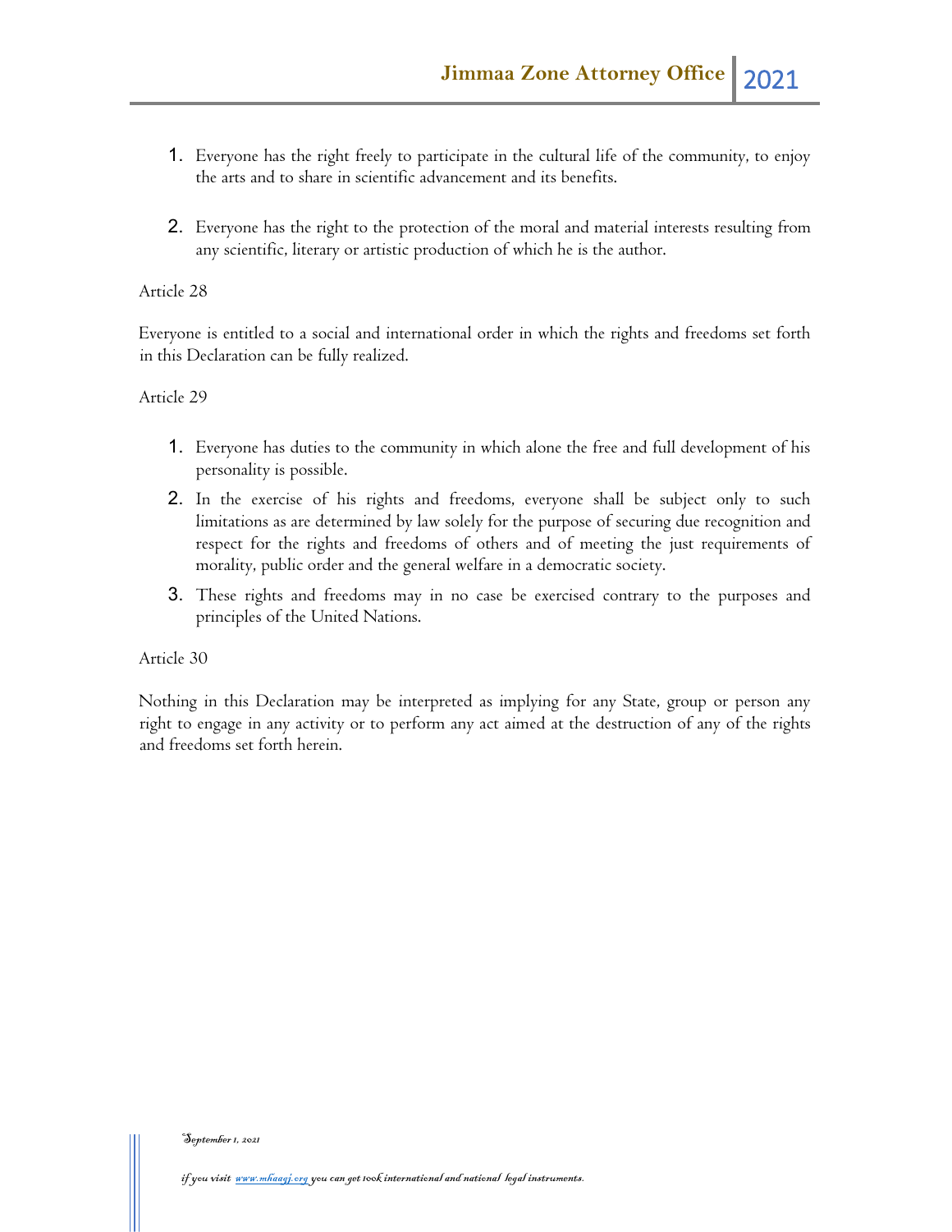1. Everyone has the right freely to participate in the cultural life of the community, to enjoy the arts and to share in scientific advancement and its benefits.

2. Everyone has the right to the protection of the moral and material interests resulting from any scientific, literary or artistic production of which he is the author.

Article 28

Everyone is entitled to a social and international order in which the rights and freedoms set forth in this Declaration can be fully realized.

Article 29

1. Everyone has duties to the community in which alone the free and full development of his personality is possible.
2. In the exercise of his rights and freedoms, everyone shall be subject only to such limitations as are determined by law solely for the purpose of securing due recognition and respect for the rights and freedoms of others and of meeting the just requirements of morality, public order and the general welfare in a democratic society.
3. These rights and freedoms may in no case be exercised contrary to the purposes and principles of the United Nations.

Article 30

Nothing in this Declaration may be interpreted as implying for any State, group or person any right to engage in any activity or to perform any act aimed at the destruction of any of the rights and freedoms set forth herein.